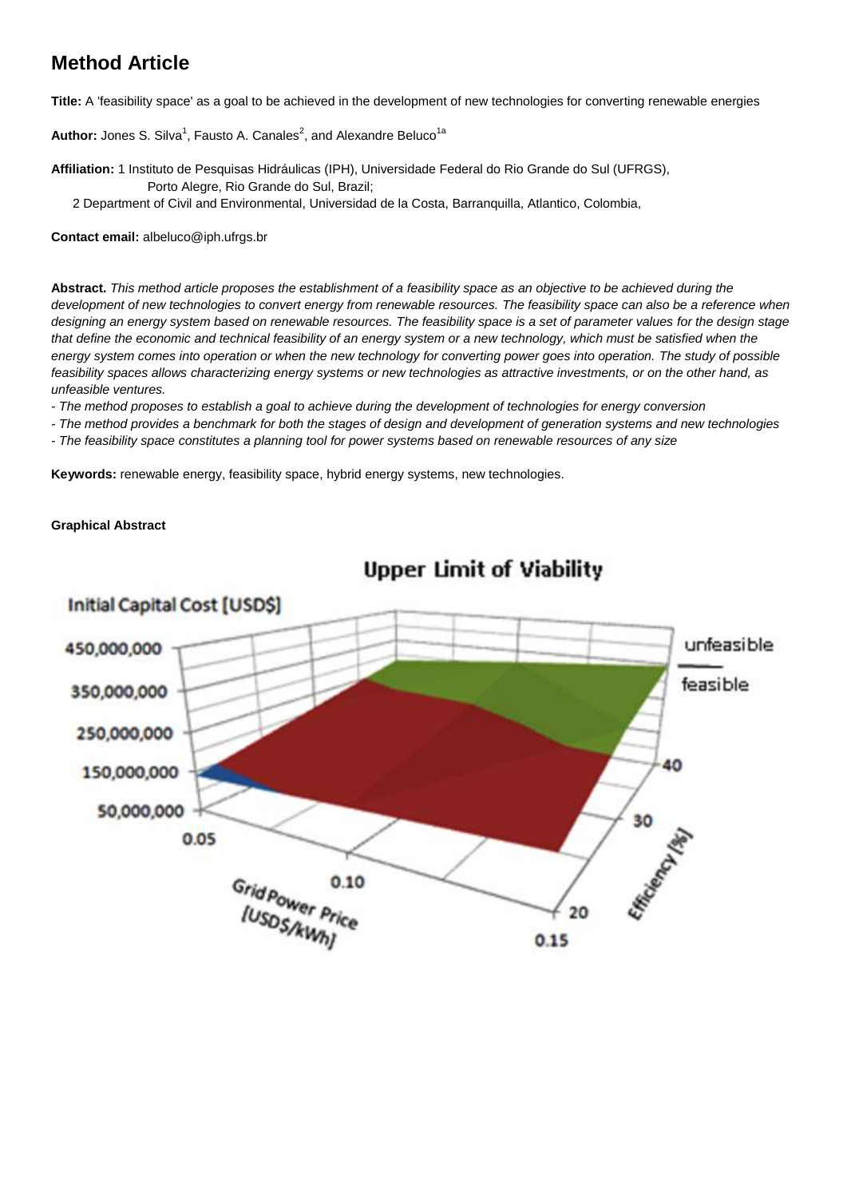# Method Article

**Title:** A 'feasibility space' as a goal to be achieved in the development of new technologies for converting renewable energies

**Author:** Jones S. Silva[1], Fausto A. Canales[2], and Alexandre Beluco[1a]

**Affiliation:** 1 Instituto de Pesquisas Hidráulicas (IPH), Universidade Federal do Rio Grande do Sul (UFRGS), Porto Alegre, Rio Grande do Sul, Brazil;
2 Department of Civil and Environmental, Universidad de la Costa, Barranquilla, Atlantico, Colombia,

**Contact email:** albeluco@iph.ufrgs.br

**Abstract.** *This method article proposes the establishment of a feasibility space as an objective to be achieved during the development of new technologies to convert energy from renewable resources. The feasibility space can also be a reference when designing an energy system based on renewable resources. The feasibility space is a set of parameter values for the design stage that define the economic and technical feasibility of an energy system or a new technology, which must be satisfied when the energy system comes into operation or when the new technology for converting power goes into operation. The study of possible feasibility spaces allows characterizing energy systems or new technologies as attractive investments, or on the other hand, as unfeasible ventures.*

- *The method proposes to establish a goal to achieve during the development of technologies for energy conversion*
- *The method provides a benchmark for both the stages of design and development of generation systems and new technologies*
- *The feasibility space constitutes a planning tool for power systems based on renewable resources of any size*

**Keywords:** renewable energy, feasibility space, hybrid energy systems, new technologies.

**Graphical Abstract**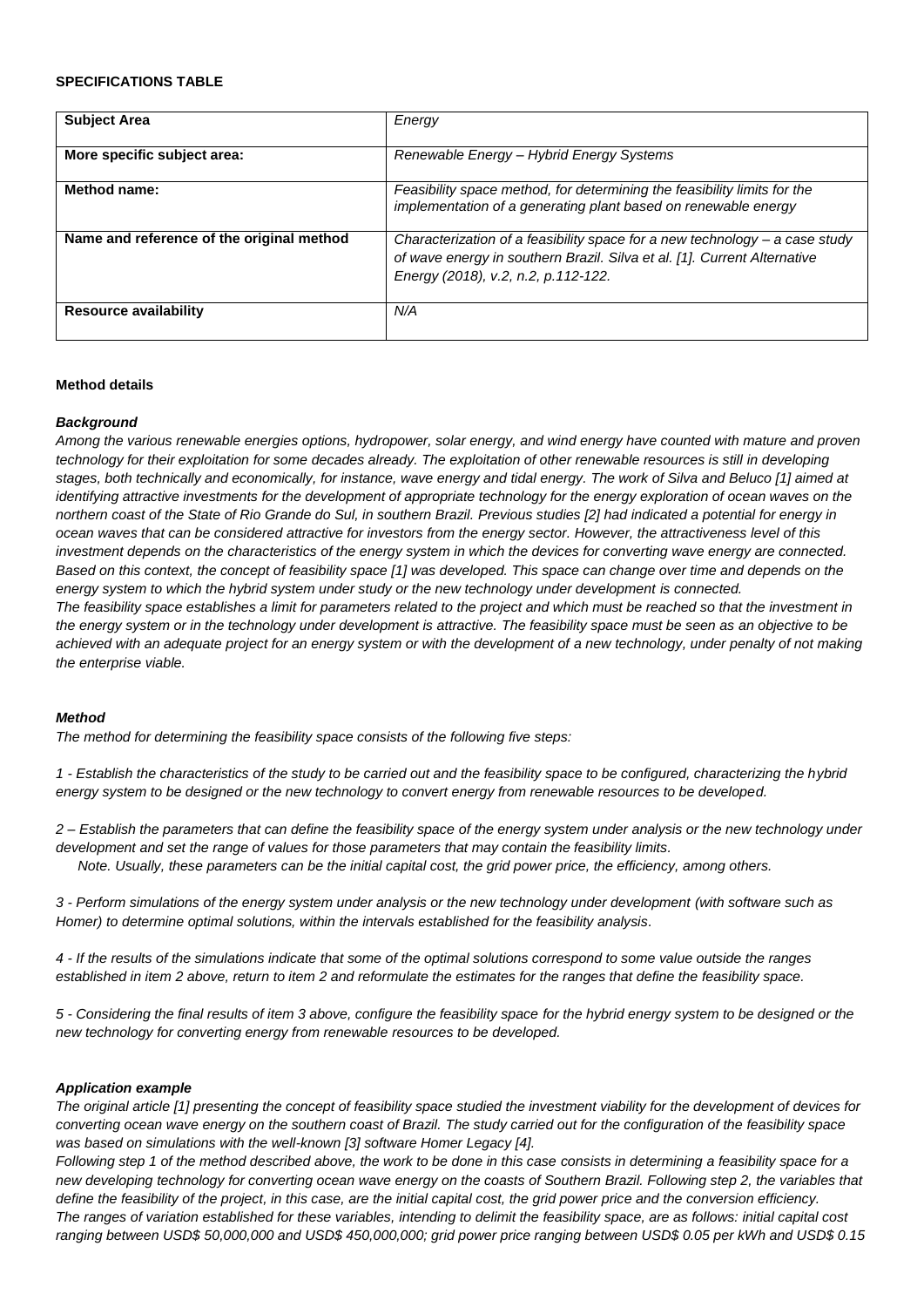**SPECIFICATIONS TABLE**

| **Subject Area** | *Energy* |
|---|---|
| **More specific subject area:** | *Renewable Energy – Hybrid Energy Systems* |
| **Method name:** | *Feasibility space method, for determining the feasibility limits for the implementation of a generating plant based on renewable energy* |
| **Name and reference of the original method** | *Characterization of a feasibility space for a new technology – a case study of wave energy in southern Brazil. Silva et al. [1]. Current Alternative Energy (2018), v.2, n.2, p.112-122.* |
| **Resource availability** | *N/A* |

**Method details**

***Background***

*Among the various renewable energies options, hydropower, solar energy, and wind energy have counted with mature and proven technology for their exploitation for some decades already. The exploitation of other renewable resources is still in developing stages, both technically and economically, for instance, wave energy and tidal energy. The work of Silva and Beluco [1] aimed at identifying attractive investments for the development of appropriate technology for the energy exploration of ocean waves on the northern coast of the State of Rio Grande do Sul, in southern Brazil. Previous studies [2] had indicated a potential for energy in ocean waves that can be considered attractive for investors from the energy sector. However, the attractiveness level of this investment depends on the characteristics of the energy system in which the devices for converting wave energy are connected. Based on this context, the concept of feasibility space [1] was developed. This space can change over time and depends on the energy system to which the hybrid system under study or the new technology under development is connected.*

*The feasibility space establishes a limit for parameters related to the project and which must be reached so that the investment in the energy system or in the technology under development is attractive. The feasibility space must be seen as an objective to be achieved with an adequate project for an energy system or with the development of a new technology, under penalty of not making the enterprise viable.*

***Method***

*The method for determining the feasibility space consists of the following five steps:*

*1 - Establish the characteristics of the study to be carried out and the feasibility space to be configured, characterizing the hybrid energy system to be designed or the new technology to convert energy from renewable resources to be developed.*

*2 – Establish the parameters that can define the feasibility space of the energy system under analysis or the new technology under development and set the range of values for those parameters that may contain the feasibility limits.*

*Note. Usually, these parameters can be the initial capital cost, the grid power price, the efficiency, among others.*

*3 - Perform simulations of the energy system under analysis or the new technology under development (with software such as Homer) to determine optimal solutions, within the intervals established for the feasibility analysis.*

*4 - If the results of the simulations indicate that some of the optimal solutions correspond to some value outside the ranges established in item 2 above, return to item 2 and reformulate the estimates for the ranges that define the feasibility space.*

*5 - Considering the final results of item 3 above, configure the feasibility space for the hybrid energy system to be designed or the new technology for converting energy from renewable resources to be developed.*

***Application example***

*The original article [1] presenting the concept of feasibility space studied the investment viability for the development of devices for converting ocean wave energy on the southern coast of Brazil. The study carried out for the configuration of the feasibility space was based on simulations with the well-known [3] software Homer Legacy [4].*

*Following step 1 of the method described above, the work to be done in this case consists in determining a feasibility space for a new developing technology for converting ocean wave energy on the coasts of Southern Brazil. Following step 2, the variables that define the feasibility of the project, in this case, are the initial capital cost, the grid power price and the conversion efficiency.*

*The ranges of variation established for these variables, intending to delimit the feasibility space, are as follows: initial capital cost ranging between USD$ 50,000,000 and USD$ 450,000,000; grid power price ranging between USD$ 0.05 per kWh and USD$ 0.15*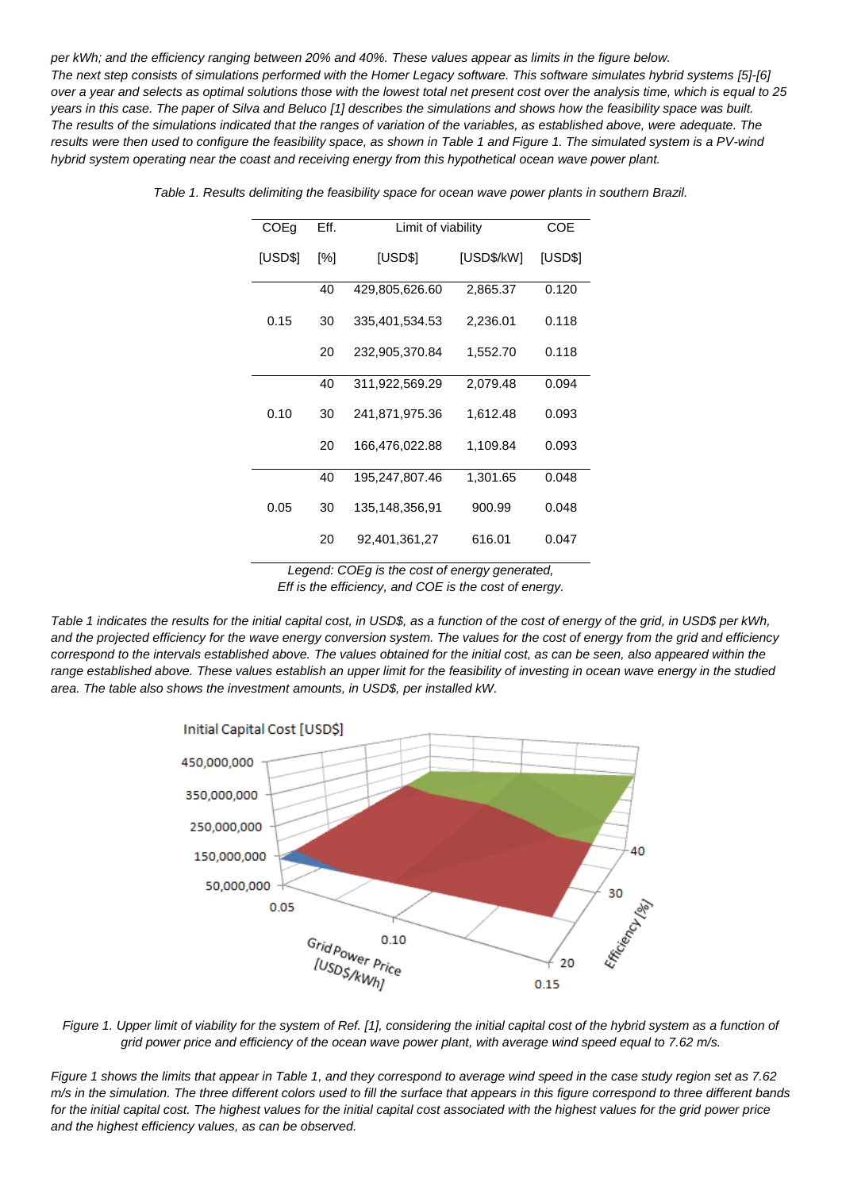per kWh; and the efficiency ranging between 20% and 40%. These values appear as limits in the figure below.

The next step consists of simulations performed with the Homer Legacy software. This software simulates hybrid systems [5]-[6] over a year and selects as optimal solutions those with the lowest total net present cost over the analysis time, which is equal to 25 years in this case. The paper of Silva and Beluco [1] describes the simulations and shows how the feasibility space was built.

The results of the simulations indicated that the ranges of variation of the variables, as established above, were adequate. The results were then used to configure the feasibility space, as shown in Table 1 and Figure 1. The simulated system is a PV-wind hybrid system operating near the coast and receiving energy from this hypothetical ocean wave power plant.

*Table 1. Results delimiting the feasibility space for ocean wave power plants in southern Brazil.*

| COEg | Eff. | Limit of viability | | COE |
|---|---|---|---|---|
| [USD$] | [%] | [USD$] | [USD$/kW] | [USD$] |
| 0.15 | 40 | 429,805,626.60 | 2,865.37 | 0.120 |
| | 30 | 335,401,534.53 | 2,236.01 | 0.118 |
| | 20 | 232,905,370.84 | 1,552.70 | 0.118 |
| 0.10 | 40 | 311,922,569.29 | 2,079.48 | 0.094 |
| | 30 | 241,871,975.36 | 1,612.48 | 0.093 |
| | 20 | 166,476,022.88 | 1,109.84 | 0.093 |
| 0.05 | 40 | 195,247,807.46 | 1,301.65 | 0.048 |
| | 30 | 135,148,356,91 | 900.99 | 0.048 |
| | 20 | 92,401,361,27 | 616.01 | 0.047 |

*Legend: COEg is the cost of energy generated, Eff is the efficiency, and COE is the cost of energy.*

Table 1 indicates the results for the initial capital cost, in USD$, as a function of the cost of energy of the grid, in USD$ per kWh, and the projected efficiency for the wave energy conversion system. The values for the cost of energy from the grid and efficiency correspond to the intervals established above. The values obtained for the initial cost, as can be seen, also appeared within the range established above. These values establish an upper limit for the feasibility of investing in ocean wave energy in the studied area. The table also shows the investment amounts, in USD$, per installed kW.

*Figure 1. Upper limit of viability for the system of Ref. [1], considering the initial capital cost of the hybrid system as a function of grid power price and efficiency of the ocean wave power plant, with average wind speed equal to 7.62 m/s.*

Figure 1 shows the limits that appear in Table 1, and they correspond to average wind speed in the case study region set as 7.62 m/s in the simulation. The three different colors used to fill the surface that appears in this figure correspond to three different bands for the initial capital cost. The highest values for the initial capital cost associated with the highest values for the grid power price and the highest efficiency values, as can be observed.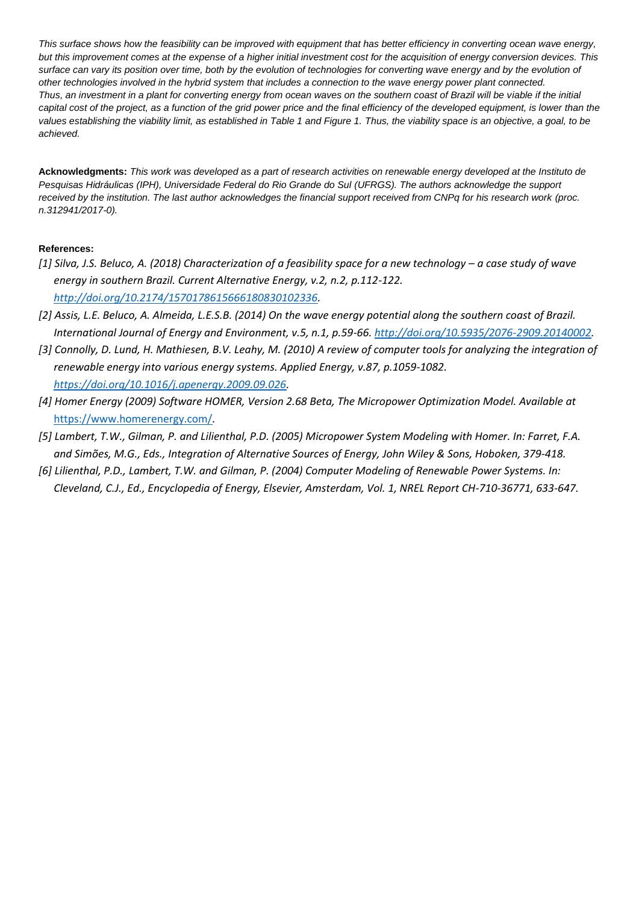*This surface shows how the feasibility can be improved with equipment that has better efficiency in converting ocean wave energy, but this improvement comes at the expense of a higher initial investment cost for the acquisition of energy conversion devices. This surface can vary its position over time, both by the evolution of technologies for converting wave energy and by the evolution of other technologies involved in the hybrid system that includes a connection to the wave energy power plant connected.*
*Thus, an investment in a plant for converting energy from ocean waves on the southern coast of Brazil will be viable if the initial capital cost of the project, as a function of the grid power price and the final efficiency of the developed equipment, is lower than the values establishing the viability limit, as established in Table 1 and Figure 1. Thus, the viability space is an objective, a goal, to be achieved.*

**Acknowledgments:** *This work was developed as a part of research activities on renewable energy developed at the Instituto de Pesquisas Hidráulicas (IPH), Universidade Federal do Rio Grande do Sul (UFRGS). The authors acknowledge the support received by the institution. The last author acknowledges the financial support received from CNPq for his research work (proc. n.312941/2017-0).*

**References:**

*[1] Silva, J.S. Beluco, A. (2018) Characterization of a feasibility space for a new technology – a case study of wave energy in southern Brazil. Current Alternative Energy, v.2, n.2, p.112-122. http://doi.org/10.2174/1570178615666180830102336.*

*[2] Assis, L.E. Beluco, A. Almeida, L.E.S.B. (2014) On the wave energy potential along the southern coast of Brazil. International Journal of Energy and Environment, v.5, n.1, p.59-66. http://doi.org/10.5935/2076-2909.20140002.*

*[3] Connolly, D. Lund, H. Mathiesen, B.V. Leahy, M. (2010) A review of computer tools for analyzing the integration of renewable energy into various energy systems. Applied Energy, v.87, p.1059-1082. https://doi.org/10.1016/j.apenergy.2009.09.026.*

*[4] Homer Energy (2009) Software HOMER, Version 2.68 Beta, The Micropower Optimization Model. Available at https://www.homerenergy.com/.*

*[5] Lambert, T.W., Gilman, P. and Lilienthal, P.D. (2005) Micropower System Modeling with Homer. In: Farret, F.A. and Simões, M.G., Eds., Integration of Alternative Sources of Energy, John Wiley & Sons, Hoboken, 379-418.*

*[6] Lilienthal, P.D., Lambert, T.W. and Gilman, P. (2004) Computer Modeling of Renewable Power Systems. In: Cleveland, C.J., Ed., Encyclopedia of Energy, Elsevier, Amsterdam, Vol. 1, NREL Report CH-710-36771, 633-647.*